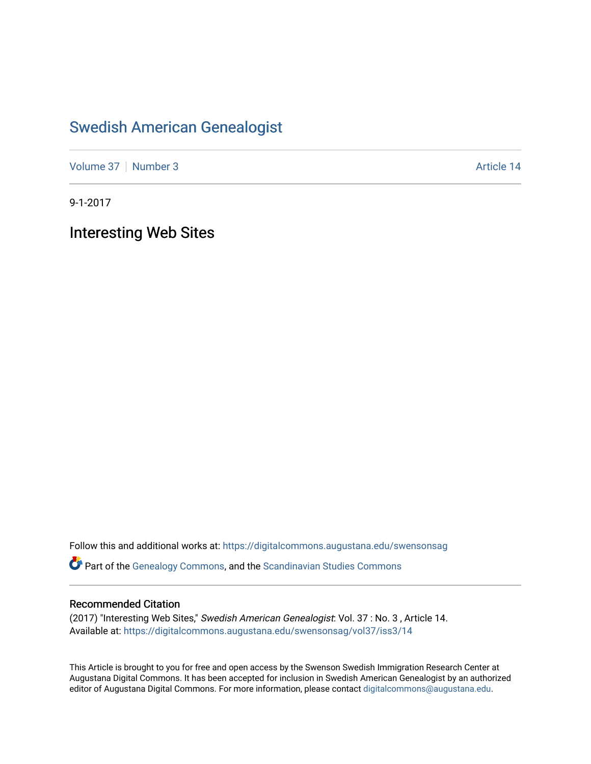# Swedish American Genealogist

Volume 37 | Number 3 | Article 14

9-1-2017

## Interesting Web Sites

Follow this and additional works at: https://digitalcommons.augustana.edu/swensonsag

Part of the Genealogy Commons, and the Scandinavian Studies Commons

### Recommended Citation

(2017) "Interesting Web Sites," *Swedish American Genealogist*: Vol. 37 : No. 3 , Article 14.
Available at: https://digitalcommons.augustana.edu/swensonsag/vol37/iss3/14

This Article is brought to you for free and open access by the Swenson Swedish Immigration Research Center at Augustana Digital Commons. It has been accepted for inclusion in Swedish American Genealogist by an authorized editor of Augustana Digital Commons. For more information, please contact digitalcommons@augustana.edu.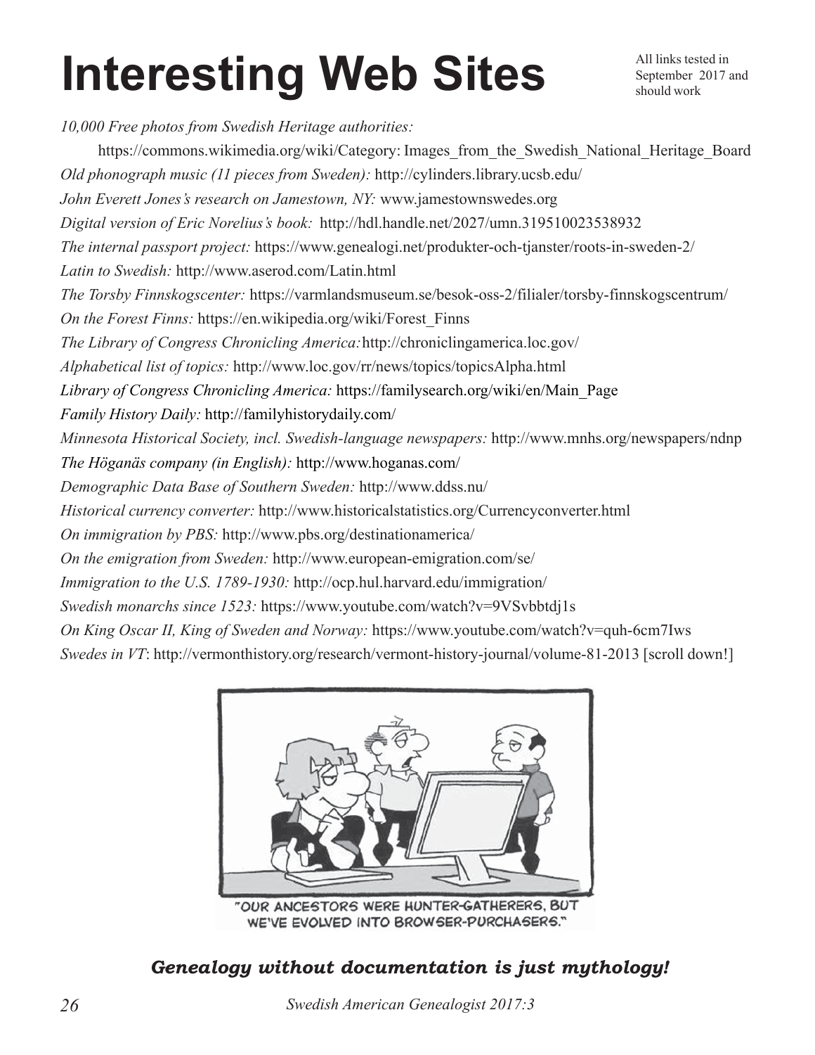# Interesting Web Sites

All links tested in September 2017 and should work

*10,000 Free photos from Swedish Heritage authorities:*

https://commons.wikimedia.org/wiki/Category: Images_from_the_Swedish_National_Heritage_Board

*Old phonograph music (11 pieces from Sweden):* http://cylinders.library.ucsb.edu/

*John Everett Jones's research on Jamestown, NY:* www.jamestownswedes.org

*Digital version of Eric Norelius's book:* http://hdl.handle.net/2027/umn.319510023538932

*The internal passport project:* https://www.genealogi.net/produkter-och-tjanster/roots-in-sweden-2/

*Latin to Swedish:* http://www.aserod.com/Latin.html

*The Torsby Finnskogscenter:* https://varmlandsmuseum.se/besok-oss-2/filialer/torsby-finnskogscentrum/

*On the Forest Finns:* https://en.wikipedia.org/wiki/Forest_Finns

*The Library of Congress Chronicling America:* http://chroniclingamerica.loc.gov/

*Alphabetical list of topics:* http://www.loc.gov/rr/news/topics/topicsAlpha.html

*Library of Congress Chronicling America:* https://familysearch.org/wiki/en/Main_Page

*Family History Daily:* http://familyhistorydaily.com/

*Minnesota Historical Society, incl. Swedish-language newspapers:* http://www.mnhs.org/newspapers/ndnp

*The Höganäs company (in English):* http://www.hoganas.com/

*Demographic Data Base of Southern Sweden:* http://www.ddss.nu/

*Historical currency converter:* http://www.historicalstatistics.org/Currencyconverter.html

*On immigration by PBS:* http://www.pbs.org/destinationamerica/

*On the emigration from Sweden:* http://www.european-emigration.com/se/

*Immigration to the U.S. 1789-1930:* http://ocp.hul.harvard.edu/immigration/

*Swedish monarchs since 1523:* https://www.youtube.com/watch?v=9VSvbbtdj1s

*On King Oscar II, King of Sweden and Norway:* https://www.youtube.com/watch?v=quh-6cm7Iws

*Swedes in VT*: http://vermonthistory.org/research/vermont-history-journal/volume-81-2013 [scroll down!]

"OUR ANCESTORS WERE HUNTER-GATHERERS, BUT WE'VE EVOLVED INTO BROWSER-PURCHASERS."

***Genealogy without documentation is just mythology!***